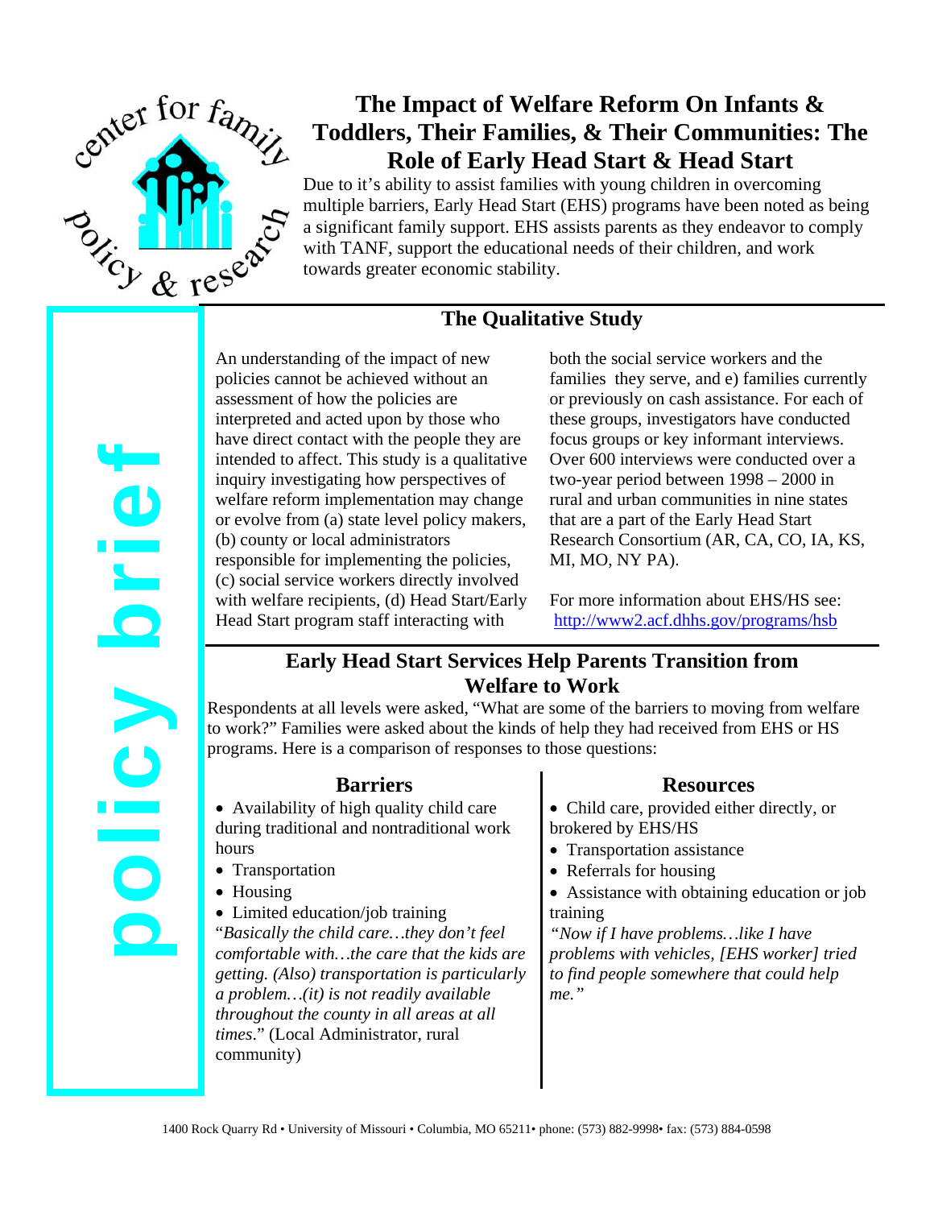center for family policy & research

policy brief

# The Impact of Welfare Reform On Infants & Toddlers, Their Families, & Their Communities: The Role of Early Head Start & Head Start

Due to it's ability to assist families with young children in overcoming multiple barriers, Early Head Start (EHS) programs have been noted as being a significant family support. EHS assists parents as they endeavor to comply with TANF, support the educational needs of their children, and work towards greater economic stability.

## The Qualitative Study

An understanding of the impact of new policies cannot be achieved without an assessment of how the policies are interpreted and acted upon by those who have direct contact with the people they are intended to affect. This study is a qualitative inquiry investigating how perspectives of welfare reform implementation may change or evolve from (a) state level policy makers, (b) county or local administrators responsible for implementing the policies, (c) social service workers directly involved with welfare recipients, (d) Head Start/Early Head Start program staff interacting with both the social service workers and the families they serve, and e) families currently or previously on cash assistance. For each of these groups, investigators have conducted focus groups or key informant interviews. Over 600 interviews were conducted over a two-year period between 1998 – 2000 in rural and urban communities in nine states that are a part of the Early Head Start Research Consortium (AR, CA, CO, IA, KS, MI, MO, NY PA).

For more information about EHS/HS see: http://www2.acf.dhhs.gov/programs/hsb

## Early Head Start Services Help Parents Transition from Welfare to Work

Respondents at all levels were asked, "What are some of the barriers to moving from welfare to work?" Families were asked about the kinds of help they had received from EHS or HS programs. Here is a comparison of responses to those questions:

### Barriers

- Availability of high quality child care during traditional and nontraditional work hours
- Transportation
- Housing
- Limited education/job training

"*Basically the child care…they don't feel comfortable with…the care that the kids are getting. (Also) transportation is particularly a problem…(it) is not readily available throughout the county in all areas at all times*." (Local Administrator, rural community)

### Resources

- Child care, provided either directly, or brokered by EHS/HS
- Transportation assistance
- Referrals for housing
- Assistance with obtaining education or job training

*"Now if I have problems…like I have problems with vehicles, [EHS worker] tried to find people somewhere that could help me."*

1400 Rock Quarry Rd • University of Missouri • Columbia, MO 65211• phone: (573) 882-9998• fax: (573) 884-0598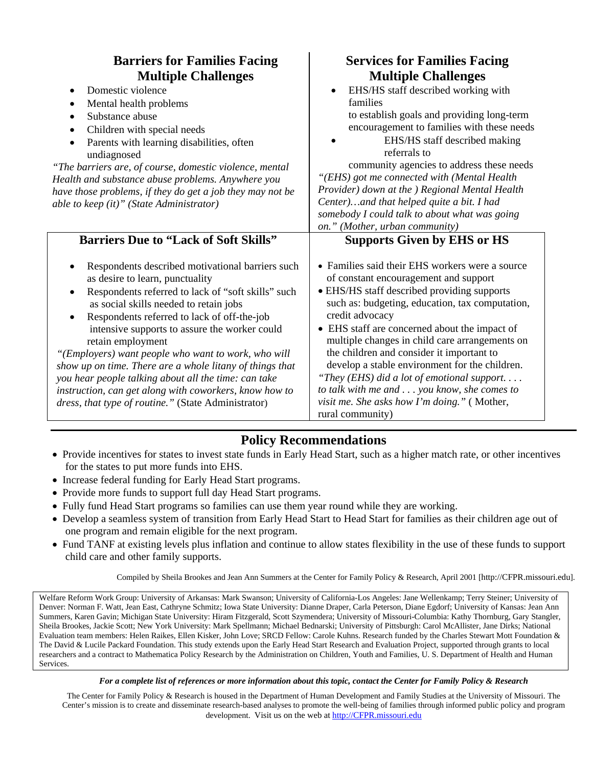## Barriers for Families Facing Multiple Challenges

- Domestic violence
- Mental health problems
- Substance abuse
- Children with special needs
- Parents with learning disabilities, often undiagnosed

*"The barriers are, of course, domestic violence, mental Health and substance abuse problems. Anywhere you have those problems, if they do get a job they may not be able to keep (it)" (State Administrator)*

## Services for Families Facing Multiple Challenges

- EHS/HS staff described working with families to establish goals and providing long-term encouragement to families with these needs
- EHS/HS staff described making referrals to community agencies to address these needs

*"(EHS) got me connected with (Mental Health Provider) down at the ) Regional Mental Health Center)…and that helped quite a bit. I had somebody I could talk to about what was going on." (Mother, urban community)*

## Barriers Due to "Lack of Soft Skills"

- Respondents described motivational barriers such as desire to learn, punctuality
- Respondents referred to lack of "soft skills" such as social skills needed to retain jobs
- Respondents referred to lack of off-the-job intensive supports to assure the worker could retain employment

*"(Employers) want people who want to work, who will show up on time. There are a whole litany of things that you hear people talking about all the time: can take instruction, can get along with coworkers, know how to dress, that type of routine."* (State Administrator)

## Supports Given by EHS or HS

- Families said their EHS workers were a source of constant encouragement and support
- EHS/HS staff described providing supports such as: budgeting, education, tax computation, credit advocacy
- EHS staff are concerned about the impact of multiple changes in child care arrangements on the children and consider it important to develop a stable environment for the children.

*"They (EHS) did a lot of emotional support. . . . to talk with me and . . . you know, she comes to visit me. She asks how I'm doing."* ( Mother, rural community)

## Policy Recommendations

- Provide incentives for states to invest state funds in Early Head Start, such as a higher match rate, or other incentives for the states to put more funds into EHS.
- Increase federal funding for Early Head Start programs.
- Provide more funds to support full day Head Start programs.
- Fully fund Head Start programs so families can use them year round while they are working.
- Develop a seamless system of transition from Early Head Start to Head Start for families as their children age out of one program and remain eligible for the next program.
- Fund TANF at existing levels plus inflation and continue to allow states flexibility in the use of these funds to support child care and other family supports.

Compiled by Sheila Brookes and Jean Ann Summers at the Center for Family Policy & Research, April 2001 [http://CFPR.missouri.edu].

Welfare Reform Work Group: University of Arkansas: Mark Swanson; University of California-Los Angeles: Jane Wellenkamp; Terry Steiner; University of Denver: Norman F. Watt, Jean East, Cathryne Schmitz; Iowa State University: Dianne Draper, Carla Peterson, Diane Egdorf; University of Kansas: Jean Ann Summers, Karen Gavin; Michigan State University: Hiram Fitzgerald, Scott Szymendera; University of Missouri-Columbia: Kathy Thornburg, Gary Stangler, Sheila Brookes, Jackie Scott; New York University: Mark Spellmann; Michael Bednarski; University of Pittsburgh: Carol McAllister, Jane Dirks; National Evaluation team members: Helen Raikes, Ellen Kisker, John Love; SRCD Fellow: Carole Kuhns. Research funded by the Charles Stewart Mott Foundation & The David & Lucile Packard Foundation. This study extends upon the Early Head Start Research and Evaluation Project, supported through grants to local researchers and a contract to Mathematica Policy Research by the Administration on Children, Youth and Families, U. S. Department of Health and Human Services.

***For a complete list of references or more information about this topic, contact the Center for Family Policy & Research***

The Center for Family Policy & Research is housed in the Department of Human Development and Family Studies at the University of Missouri. The Center's mission is to create and disseminate research-based analyses to promote the well-being of families through informed public policy and program development. Visit us on the web at http://CFPR.missouri.edu